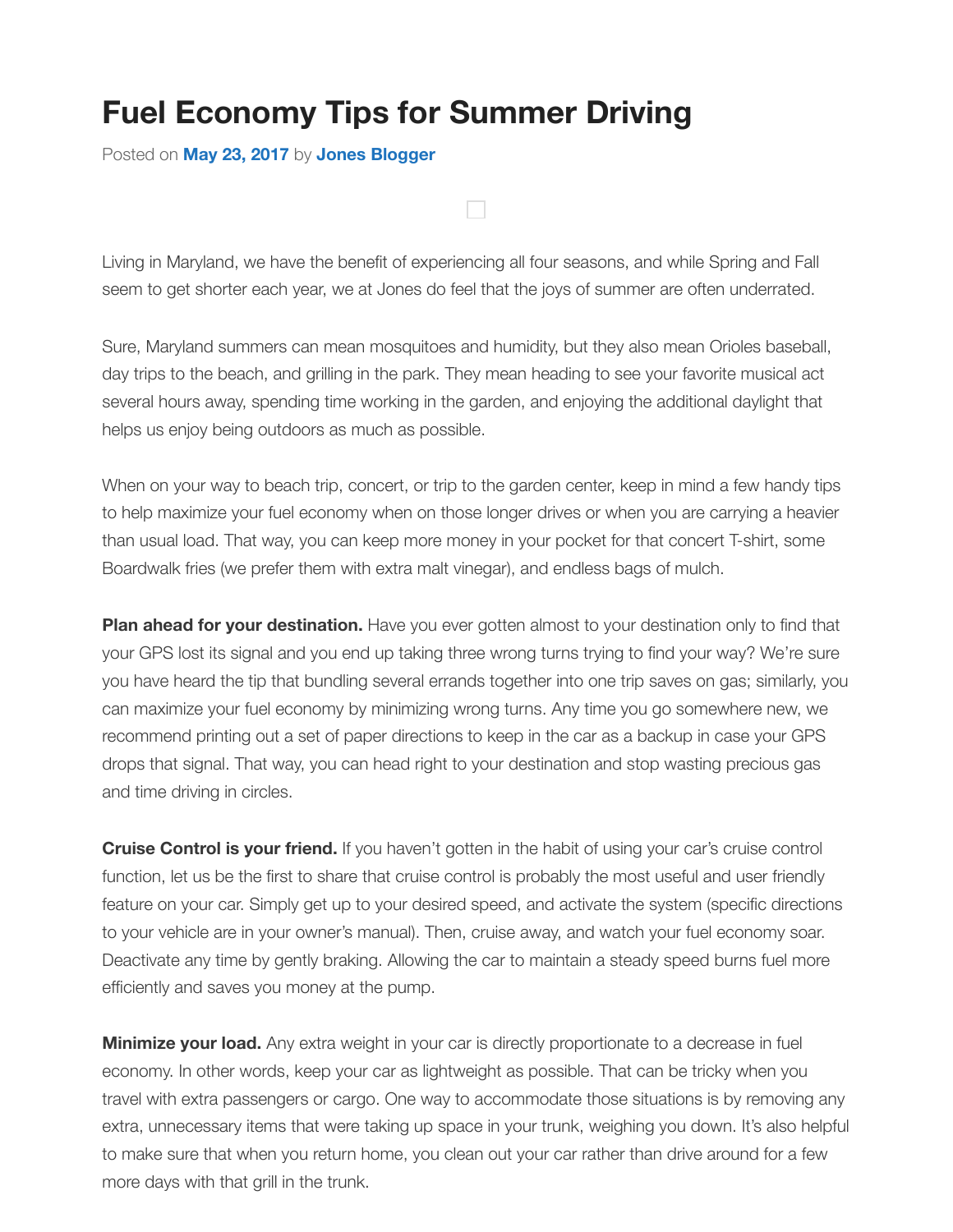# Fuel Economy Tips for Summer Driving

Posted on **May 23, 2017** by **Jones Blogger**

Living in Maryland, we have the benefit of experiencing all four seasons, and while Spring and Fall seem to get shorter each year, we at Jones do feel that the joys of summer are often underrated.

Sure, Maryland summers can mean mosquitoes and humidity, but they also mean Orioles baseball, day trips to the beach, and grilling in the park. They mean heading to see your favorite musical act several hours away, spending time working in the garden, and enjoying the additional daylight that helps us enjoy being outdoors as much as possible.

When on your way to beach trip, concert, or trip to the garden center, keep in mind a few handy tips to help maximize your fuel economy when on those longer drives or when you are carrying a heavier than usual load. That way, you can keep more money in your pocket for that concert T-shirt, some Boardwalk fries (we prefer them with extra malt vinegar), and endless bags of mulch.

**Plan ahead for your destination.** Have you ever gotten almost to your destination only to find that your GPS lost its signal and you end up taking three wrong turns trying to find your way? We're sure you have heard the tip that bundling several errands together into one trip saves on gas; similarly, you can maximize your fuel economy by minimizing wrong turns. Any time you go somewhere new, we recommend printing out a set of paper directions to keep in the car as a backup in case your GPS drops that signal. That way, you can head right to your destination and stop wasting precious gas and time driving in circles.

**Cruise Control is your friend.** If you haven't gotten in the habit of using your car's cruise control function, let us be the first to share that cruise control is probably the most useful and user friendly feature on your car. Simply get up to your desired speed, and activate the system (specific directions to your vehicle are in your owner's manual). Then, cruise away, and watch your fuel economy soar. Deactivate any time by gently braking. Allowing the car to maintain a steady speed burns fuel more efficiently and saves you money at the pump.

**Minimize your load.** Any extra weight in your car is directly proportionate to a decrease in fuel economy. In other words, keep your car as lightweight as possible. That can be tricky when you travel with extra passengers or cargo. One way to accommodate those situations is by removing any extra, unnecessary items that were taking up space in your trunk, weighing you down. It's also helpful to make sure that when you return home, you clean out your car rather than drive around for a few more days with that grill in the trunk.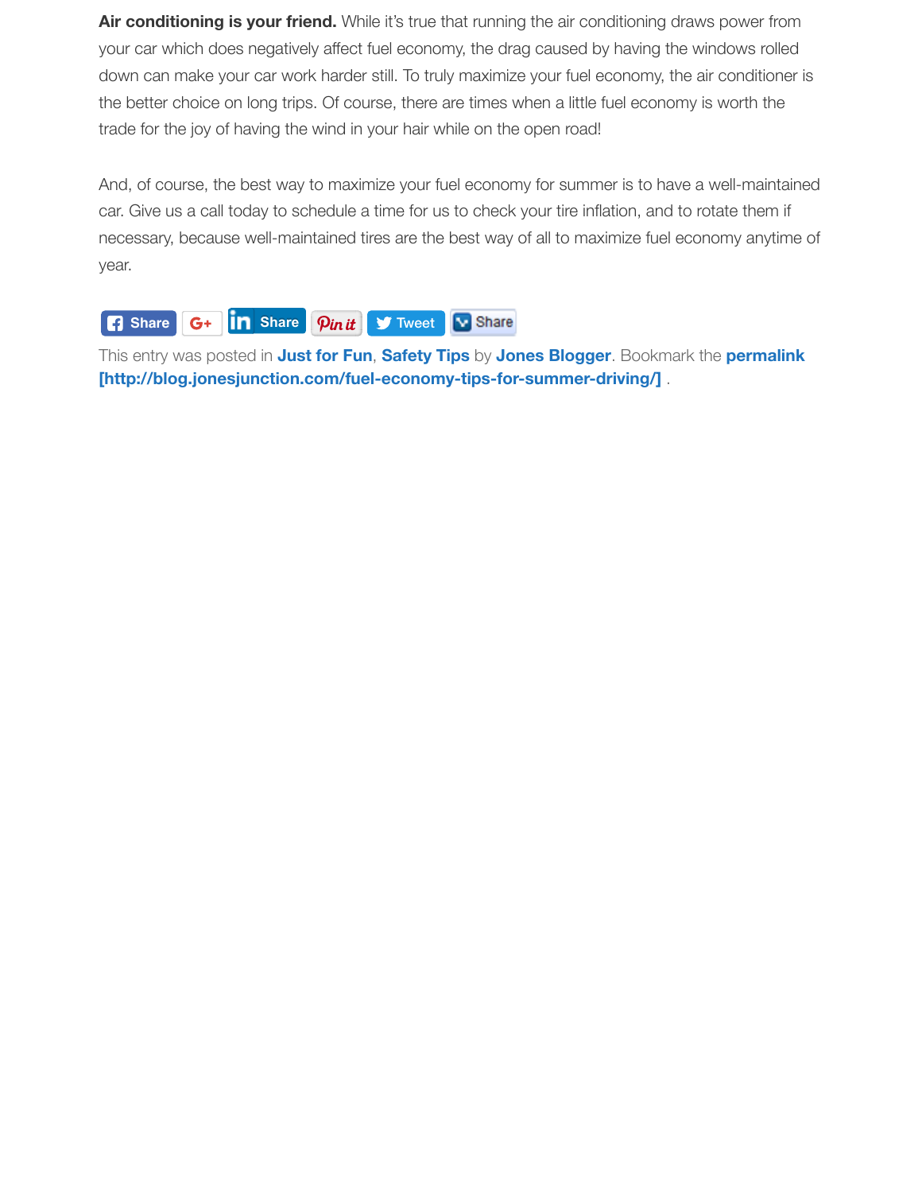**Air conditioning is your friend.** While it's true that running the air conditioning draws power from your car which does negatively affect fuel economy, the drag caused by having the windows rolled down can make your car work harder still. To truly maximize your fuel economy, the air conditioner is the better choice on long trips. Of course, there are times when a little fuel economy is worth the trade for the joy of having the wind in your hair while on the open road!

And, of course, the best way to maximize your fuel economy for summer is to have a well-maintained car. Give us a call today to schedule a time for us to check your tire inflation, and to rotate them if necessary, because well-maintained tires are the best way of all to maximize fuel economy anytime of year.

Share G+ Share Pin it Tweet Share

This entry was posted in **Just for Fun**, **Safety Tips** by **Jones Blogger**. Bookmark the **permalink [http://blog.jonesjunction.com/fuel-economy-tips-for-summer-driving/]** .